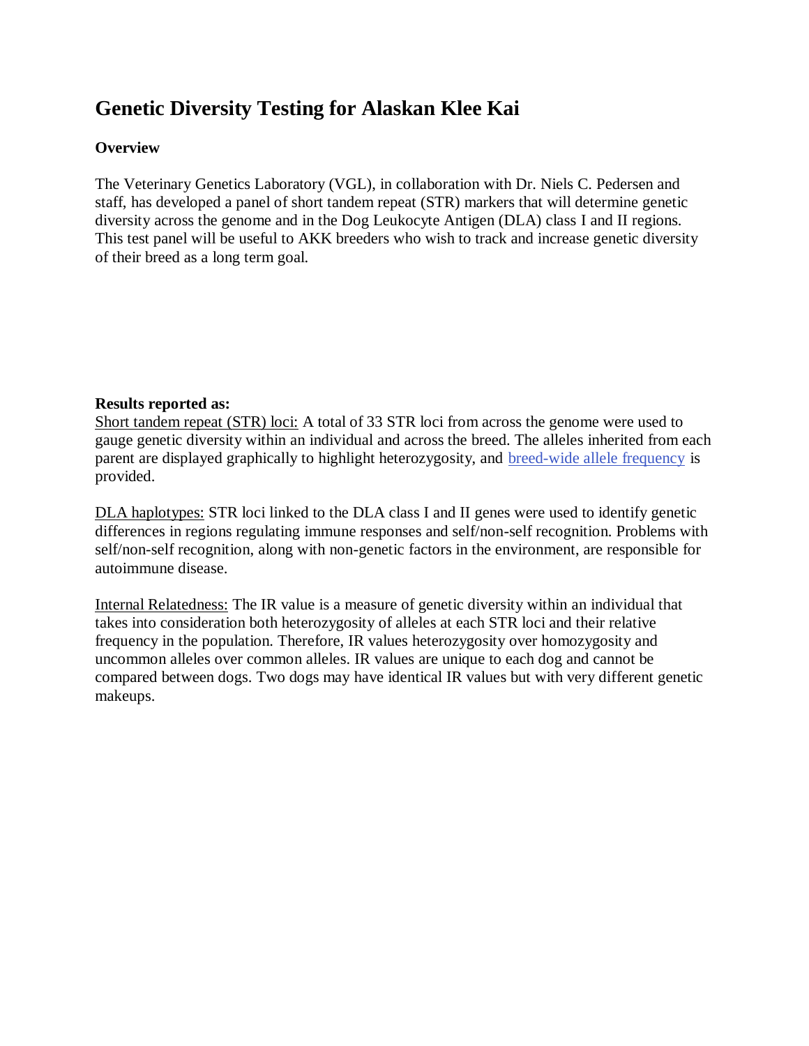# Genetic Diversity Testing for Alaskan Klee Kai

**Overview**

The Veterinary Genetics Laboratory (VGL), in collaboration with Dr. Niels C. Pedersen and staff, has developed a panel of short tandem repeat (STR) markers that will determine genetic diversity across the genome and in the Dog Leukocyte Antigen (DLA) class I and II regions. This test panel will be useful to AKK breeders who wish to track and increase genetic diversity of their breed as a long term goal.

**Results reported as:**

Short tandem repeat (STR) loci: A total of 33 STR loci from across the genome were used to gauge genetic diversity within an individual and across the breed. The alleles inherited from each parent are displayed graphically to highlight heterozygosity, and breed-wide allele frequency is provided.

DLA haplotypes: STR loci linked to the DLA class I and II genes were used to identify genetic differences in regions regulating immune responses and self/non-self recognition. Problems with self/non-self recognition, along with non-genetic factors in the environment, are responsible for autoimmune disease.

Internal Relatedness: The IR value is a measure of genetic diversity within an individual that takes into consideration both heterozygosity of alleles at each STR loci and their relative frequency in the population. Therefore, IR values heterozygosity over homozygosity and uncommon alleles over common alleles. IR values are unique to each dog and cannot be compared between dogs. Two dogs may have identical IR values but with very different genetic makeups.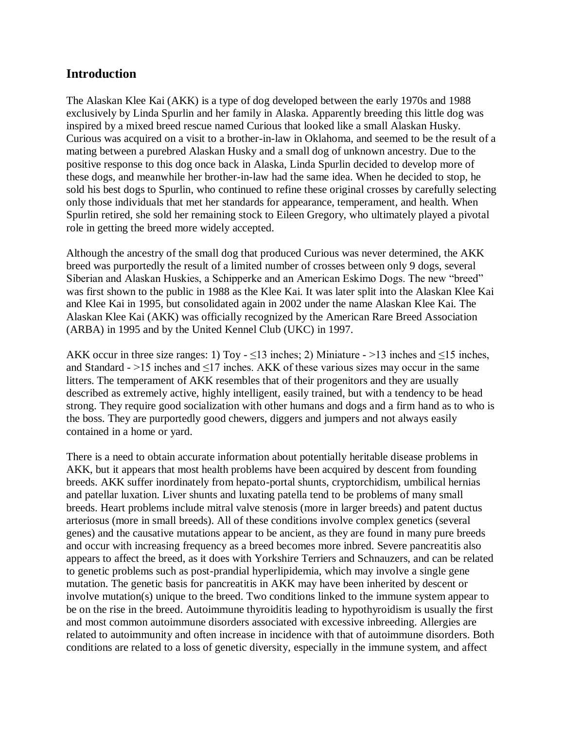## Introduction

The Alaskan Klee Kai (AKK) is a type of dog developed between the early 1970s and 1988 exclusively by Linda Spurlin and her family in Alaska. Apparently breeding this little dog was inspired by a mixed breed rescue named Curious that looked like a small Alaskan Husky. Curious was acquired on a visit to a brother-in-law in Oklahoma, and seemed to be the result of a mating between a purebred Alaskan Husky and a small dog of unknown ancestry. Due to the positive response to this dog once back in Alaska, Linda Spurlin decided to develop more of these dogs, and meanwhile her brother-in-law had the same idea. When he decided to stop, he sold his best dogs to Spurlin, who continued to refine these original crosses by carefully selecting only those individuals that met her standards for appearance, temperament, and health. When Spurlin retired, she sold her remaining stock to Eileen Gregory, who ultimately played a pivotal role in getting the breed more widely accepted.

Although the ancestry of the small dog that produced Curious was never determined, the AKK breed was purportedly the result of a limited number of crosses between only 9 dogs, several Siberian and Alaskan Huskies, a Schipperke and an American Eskimo Dogs. The new "breed" was first shown to the public in 1988 as the Klee Kai. It was later split into the Alaskan Klee Kai and Klee Kai in 1995, but consolidated again in 2002 under the name Alaskan Klee Kai. The Alaskan Klee Kai (AKK) was officially recognized by the American Rare Breed Association (ARBA) in 1995 and by the United Kennel Club (UKC) in 1997.

AKK occur in three size ranges: 1) Toy - ≤13 inches; 2) Miniature - >13 inches and ≤15 inches, and Standard - >15 inches and ≤17 inches. AKK of these various sizes may occur in the same litters. The temperament of AKK resembles that of their progenitors and they are usually described as extremely active, highly intelligent, easily trained, but with a tendency to be head strong. They require good socialization with other humans and dogs and a firm hand as to who is the boss. They are purportedly good chewers, diggers and jumpers and not always easily contained in a home or yard.

There is a need to obtain accurate information about potentially heritable disease problems in AKK, but it appears that most health problems have been acquired by descent from founding breeds. AKK suffer inordinately from hepato-portal shunts, cryptorchidism, umbilical hernias and patellar luxation. Liver shunts and luxating patella tend to be problems of many small breeds. Heart problems include mitral valve stenosis (more in larger breeds) and patent ductus arteriosus (more in small breeds). All of these conditions involve complex genetics (several genes) and the causative mutations appear to be ancient, as they are found in many pure breeds and occur with increasing frequency as a breed becomes more inbred. Severe pancreatitis also appears to affect the breed, as it does with Yorkshire Terriers and Schnauzers, and can be related to genetic problems such as post-prandial hyperlipidemia, which may involve a single gene mutation. The genetic basis for pancreatitis in AKK may have been inherited by descent or involve mutation(s) unique to the breed. Two conditions linked to the immune system appear to be on the rise in the breed. Autoimmune thyroiditis leading to hypothyroidism is usually the first and most common autoimmune disorders associated with excessive inbreeding. Allergies are related to autoimmunity and often increase in incidence with that of autoimmune disorders. Both conditions are related to a loss of genetic diversity, especially in the immune system, and affect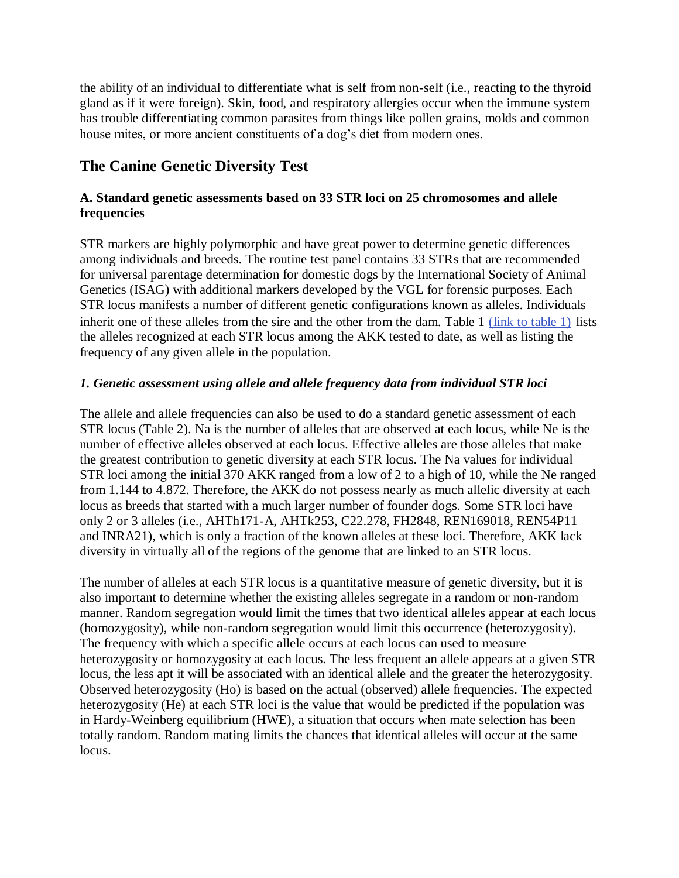the ability of an individual to differentiate what is self from non-self (i.e., reacting to the thyroid gland as if it were foreign). Skin, food, and respiratory allergies occur when the immune system has trouble differentiating common parasites from things like pollen grains, molds and common house mites, or more ancient constituents of a dog's diet from modern ones.

## The Canine Genetic Diversity Test

### A. Standard genetic assessments based on 33 STR loci on 25 chromosomes and allele frequencies

STR markers are highly polymorphic and have great power to determine genetic differences among individuals and breeds. The routine test panel contains 33 STRs that are recommended for universal parentage determination for domestic dogs by the International Society of Animal Genetics (ISAG) with additional markers developed by the VGL for forensic purposes. Each STR locus manifests a number of different genetic configurations known as alleles. Individuals inherit one of these alleles from the sire and the other from the dam. Table 1 (link to table 1) lists the alleles recognized at each STR locus among the AKK tested to date, as well as listing the frequency of any given allele in the population.

#### *1. Genetic assessment using allele and allele frequency data from individual STR loci*

The allele and allele frequencies can also be used to do a standard genetic assessment of each STR locus (Table 2). Na is the number of alleles that are observed at each locus, while Ne is the number of effective alleles observed at each locus. Effective alleles are those alleles that make the greatest contribution to genetic diversity at each STR locus. The Na values for individual STR loci among the initial 370 AKK ranged from a low of 2 to a high of 10, while the Ne ranged from 1.144 to 4.872. Therefore, the AKK do not possess nearly as much allelic diversity at each locus as breeds that started with a much larger number of founder dogs. Some STR loci have only 2 or 3 alleles (i.e., AHTh171-A, AHTk253, C22.278, FH2848, REN169018, REN54P11 and INRA21), which is only a fraction of the known alleles at these loci. Therefore, AKK lack diversity in virtually all of the regions of the genome that are linked to an STR locus.

The number of alleles at each STR locus is a quantitative measure of genetic diversity, but it is also important to determine whether the existing alleles segregate in a random or non-random manner. Random segregation would limit the times that two identical alleles appear at each locus (homozygosity), while non-random segregation would limit this occurrence (heterozygosity). The frequency with which a specific allele occurs at each locus can used to measure heterozygosity or homozygosity at each locus. The less frequent an allele appears at a given STR locus, the less apt it will be associated with an identical allele and the greater the heterozygosity. Observed heterozygosity (Ho) is based on the actual (observed) allele frequencies. The expected heterozygosity (He) at each STR loci is the value that would be predicted if the population was in Hardy-Weinberg equilibrium (HWE), a situation that occurs when mate selection has been totally random. Random mating limits the chances that identical alleles will occur at the same locus.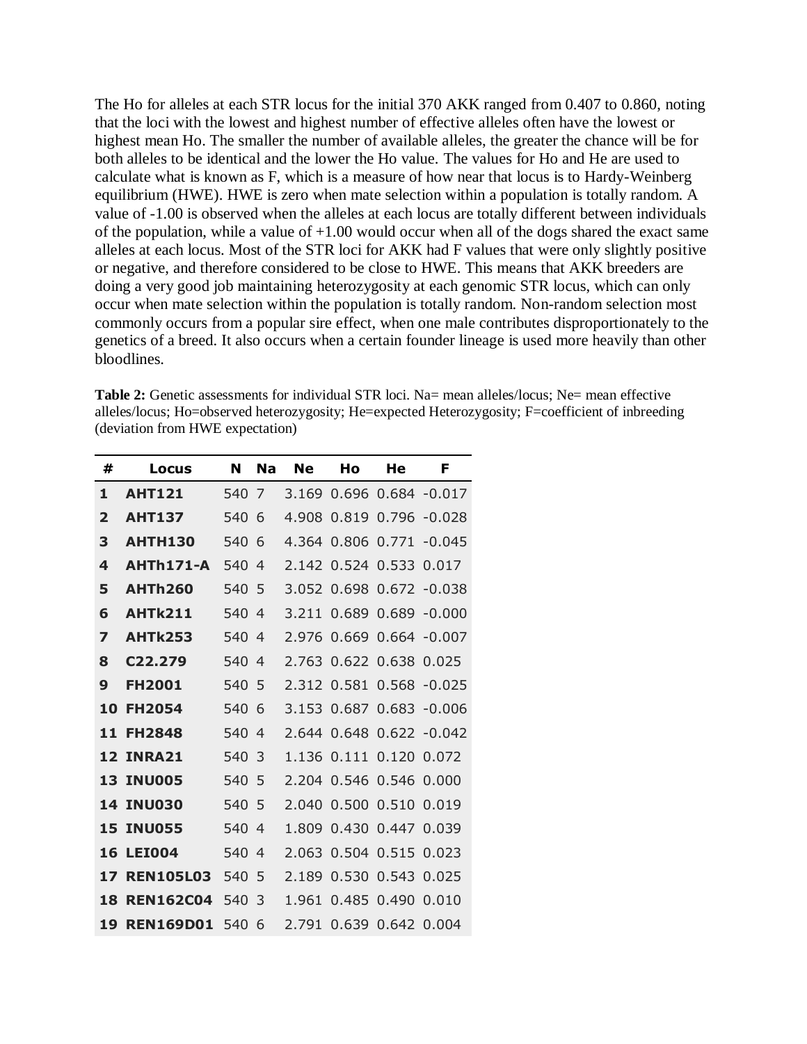The Ho for alleles at each STR locus for the initial 370 AKK ranged from 0.407 to 0.860, noting that the loci with the lowest and highest number of effective alleles often have the lowest or highest mean Ho. The smaller the number of available alleles, the greater the chance will be for both alleles to be identical and the lower the Ho value. The values for Ho and He are used to calculate what is known as F, which is a measure of how near that locus is to Hardy-Weinberg equilibrium (HWE). HWE is zero when mate selection within a population is totally random. A value of -1.00 is observed when the alleles at each locus are totally different between individuals of the population, while a value of +1.00 would occur when all of the dogs shared the exact same alleles at each locus. Most of the STR loci for AKK had F values that were only slightly positive or negative, and therefore considered to be close to HWE. This means that AKK breeders are doing a very good job maintaining heterozygosity at each genomic STR locus, which can only occur when mate selection within the population is totally random. Non-random selection most commonly occurs from a popular sire effect, when one male contributes disproportionately to the genetics of a breed. It also occurs when a certain founder lineage is used more heavily than other bloodlines.

**Table 2:** Genetic assessments for individual STR loci. Na= mean alleles/locus; Ne= mean effective alleles/locus; Ho=observed heterozygosity; He=expected Heterozygosity; F=coefficient of inbreeding (deviation from HWE expectation)

| # | Locus | N | Na | Ne | Ho | He | F |
|---|---|---|---|---|---|---|---|
| 1 | AHT121 | 540 | 7 | 3.169 | 0.696 | 0.684 | -0.017 |
| 2 | AHT137 | 540 | 6 | 4.908 | 0.819 | 0.796 | -0.028 |
| 3 | AHTH130 | 540 | 6 | 4.364 | 0.806 | 0.771 | -0.045 |
| 4 | AHTh171-A | 540 | 4 | 2.142 | 0.524 | 0.533 | 0.017 |
| 5 | AHTh260 | 540 | 5 | 3.052 | 0.698 | 0.672 | -0.038 |
| 6 | AHTk211 | 540 | 4 | 3.211 | 0.689 | 0.689 | -0.000 |
| 7 | AHTk253 | 540 | 4 | 2.976 | 0.669 | 0.664 | -0.007 |
| 8 | C22.279 | 540 | 4 | 2.763 | 0.622 | 0.638 | 0.025 |
| 9 | FH2001 | 540 | 5 | 2.312 | 0.581 | 0.568 | -0.025 |
| 10 | FH2054 | 540 | 6 | 3.153 | 0.687 | 0.683 | -0.006 |
| 11 | FH2848 | 540 | 4 | 2.644 | 0.648 | 0.622 | -0.042 |
| 12 | INRA21 | 540 | 3 | 1.136 | 0.111 | 0.120 | 0.072 |
| 13 | INU005 | 540 | 5 | 2.204 | 0.546 | 0.546 | 0.000 |
| 14 | INU030 | 540 | 5 | 2.040 | 0.500 | 0.510 | 0.019 |
| 15 | INU055 | 540 | 4 | 1.809 | 0.430 | 0.447 | 0.039 |
| 16 | LEI004 | 540 | 4 | 2.063 | 0.504 | 0.515 | 0.023 |
| 17 | REN105L03 | 540 | 5 | 2.189 | 0.530 | 0.543 | 0.025 |
| 18 | REN162C04 | 540 | 3 | 1.961 | 0.485 | 0.490 | 0.010 |
| 19 | REN169D01 | 540 | 6 | 2.791 | 0.639 | 0.642 | 0.004 |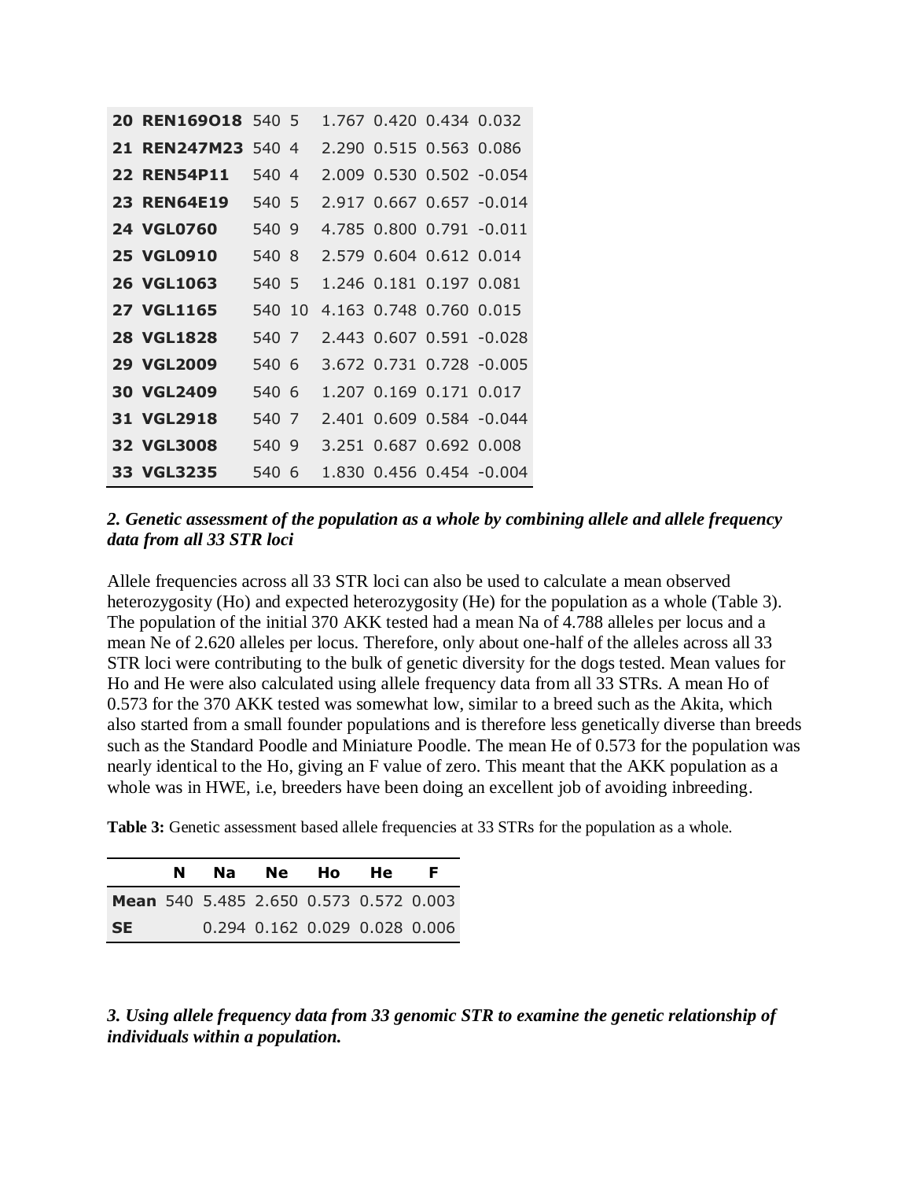| | | | | | | | |
|---|---|---|---|---|---|---|---|
| **20** | **REN169O18** | 540 | 5 | 1.767 | 0.420 | 0.434 | 0.032 |
| **21** | **REN247M23** | 540 | 4 | 2.290 | 0.515 | 0.563 | 0.086 |
| **22** | **REN54P11** | 540 | 4 | 2.009 | 0.530 | 0.502 | -0.054 |
| **23** | **REN64E19** | 540 | 5 | 2.917 | 0.667 | 0.657 | -0.014 |
| **24** | **VGL0760** | 540 | 9 | 4.785 | 0.800 | 0.791 | -0.011 |
| **25** | **VGL0910** | 540 | 8 | 2.579 | 0.604 | 0.612 | 0.014 |
| **26** | **VGL1063** | 540 | 5 | 1.246 | 0.181 | 0.197 | 0.081 |
| **27** | **VGL1165** | 540 | 10 | 4.163 | 0.748 | 0.760 | 0.015 |
| **28** | **VGL1828** | 540 | 7 | 2.443 | 0.607 | 0.591 | -0.028 |
| **29** | **VGL2009** | 540 | 6 | 3.672 | 0.731 | 0.728 | -0.005 |
| **30** | **VGL2409** | 540 | 6 | 1.207 | 0.169 | 0.171 | 0.017 |
| **31** | **VGL2918** | 540 | 7 | 2.401 | 0.609 | 0.584 | -0.044 |
| **32** | **VGL3008** | 540 | 9 | 3.251 | 0.687 | 0.692 | 0.008 |
| **33** | **VGL3235** | 540 | 6 | 1.830 | 0.456 | 0.454 | -0.004 |

### *2. Genetic assessment of the population as a whole by combining allele and allele frequency data from all 33 STR loci*

Allele frequencies across all 33 STR loci can also be used to calculate a mean observed heterozygosity (Ho) and expected heterozygosity (He) for the population as a whole (Table 3). The population of the initial 370 AKK tested had a mean Na of 4.788 alleles per locus and a mean Ne of 2.620 alleles per locus. Therefore, only about one-half of the alleles across all 33 STR loci were contributing to the bulk of genetic diversity for the dogs tested. Mean values for Ho and He were also calculated using allele frequency data from all 33 STRs. A mean Ho of 0.573 for the 370 AKK tested was somewhat low, similar to a breed such as the Akita, which also started from a small founder populations and is therefore less genetically diverse than breeds such as the Standard Poodle and Miniature Poodle. The mean He of 0.573 for the population was nearly identical to the Ho, giving an F value of zero. This meant that the AKK population as a whole was in HWE, i.e, breeders have been doing an excellent job of avoiding inbreeding.

**Table 3:** Genetic assessment based allele frequencies at 33 STRs for the population as a whole.

| | N | Na | Ne | Ho | He | F |
|---|---|---|---|---|---|---|
| **Mean** | 540 | 5.485 | 2.650 | 0.573 | 0.572 | 0.003 |
| **SE** | | 0.294 | 0.162 | 0.029 | 0.028 | 0.006 |

### *3. Using allele frequency data from 33 genomic STR to examine the genetic relationship of individuals within a population.*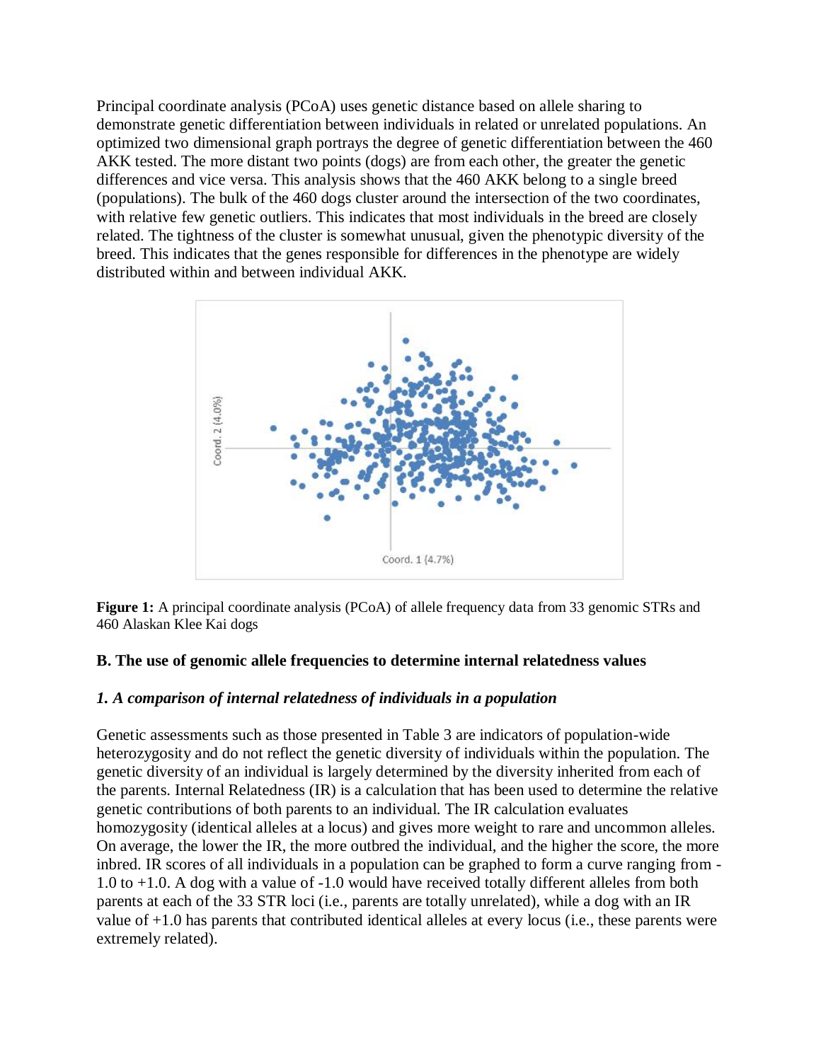Principal coordinate analysis (PCoA) uses genetic distance based on allele sharing to demonstrate genetic differentiation between individuals in related or unrelated populations. An optimized two dimensional graph portrays the degree of genetic differentiation between the 460 AKK tested. The more distant two points (dogs) are from each other, the greater the genetic differences and vice versa. This analysis shows that the 460 AKK belong to a single breed (populations). The bulk of the 460 dogs cluster around the intersection of the two coordinates, with relative few genetic outliers. This indicates that most individuals in the breed are closely related. The tightness of the cluster is somewhat unusual, given the phenotypic diversity of the breed. This indicates that the genes responsible for differences in the phenotype are widely distributed within and between individual AKK.

**Figure 1:** A principal coordinate analysis (PCoA) of allele frequency data from 33 genomic STRs and 460 Alaskan Klee Kai dogs

### B. The use of genomic allele frequencies to determine internal relatedness values

#### *1. A comparison of internal relatedness of individuals in a population*

Genetic assessments such as those presented in Table 3 are indicators of population-wide heterozygosity and do not reflect the genetic diversity of individuals within the population. The genetic diversity of an individual is largely determined by the diversity inherited from each of the parents. Internal Relatedness (IR) is a calculation that has been used to determine the relative genetic contributions of both parents to an individual. The IR calculation evaluates homozygosity (identical alleles at a locus) and gives more weight to rare and uncommon alleles. On average, the lower the IR, the more outbred the individual, and the higher the score, the more inbred. IR scores of all individuals in a population can be graphed to form a curve ranging from -1.0 to +1.0. A dog with a value of -1.0 would have received totally different alleles from both parents at each of the 33 STR loci (i.e., parents are totally unrelated), while a dog with an IR value of +1.0 has parents that contributed identical alleles at every locus (i.e., these parents were extremely related).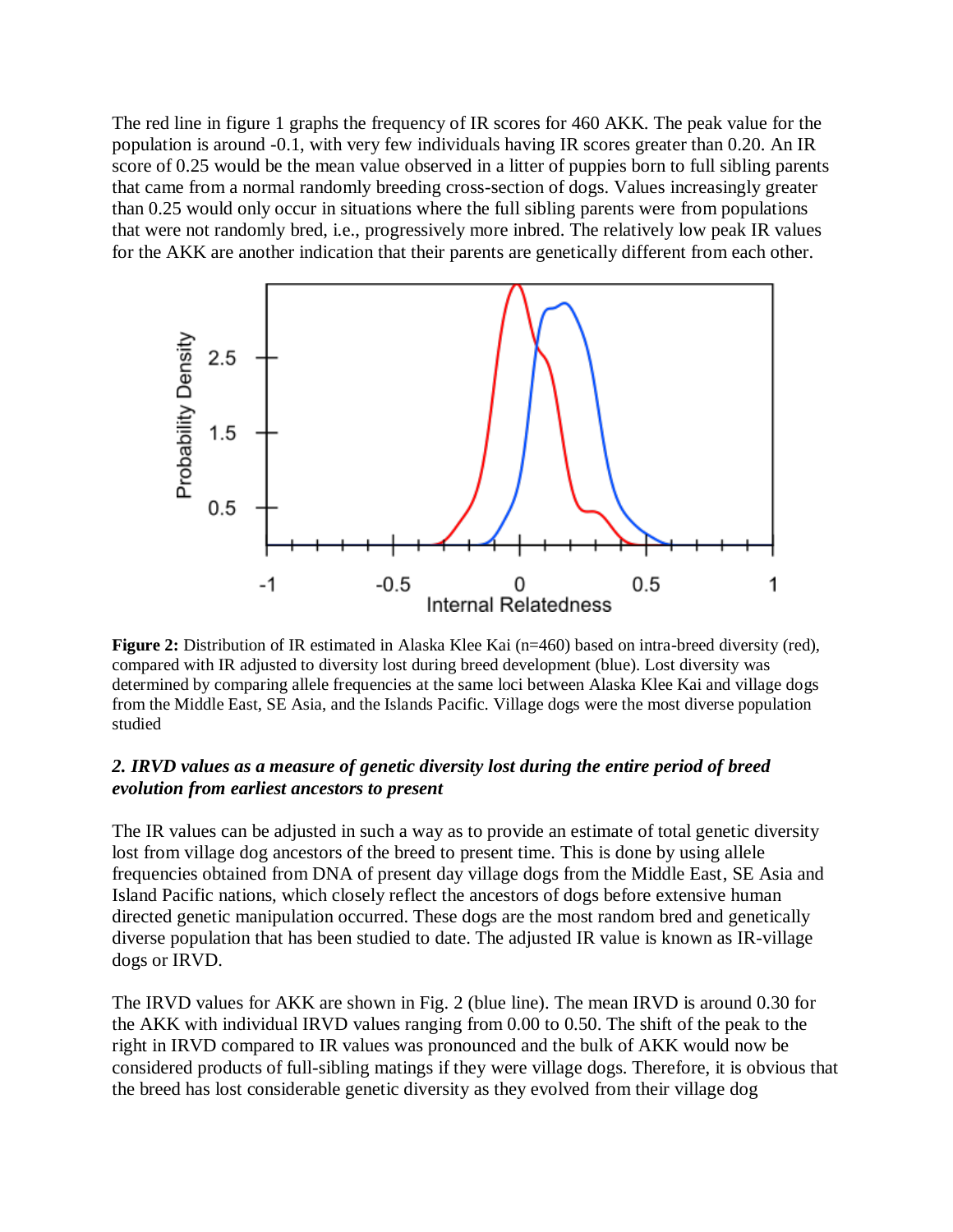The red line in figure 1 graphs the frequency of IR scores for 460 AKK. The peak value for the population is around -0.1, with very few individuals having IR scores greater than 0.20. An IR score of 0.25 would be the mean value observed in a litter of puppies born to full sibling parents that came from a normal randomly breeding cross-section of dogs. Values increasingly greater than 0.25 would only occur in situations where the full sibling parents were from populations that were not randomly bred, i.e., progressively more inbred. The relatively low peak IR values for the AKK are another indication that their parents are genetically different from each other.

**Figure 2:** Distribution of IR estimated in Alaska Klee Kai (n=460) based on intra-breed diversity (red), compared with IR adjusted to diversity lost during breed development (blue). Lost diversity was determined by comparing allele frequencies at the same loci between Alaska Klee Kai and village dogs from the Middle East, SE Asia, and the Islands Pacific. Village dogs were the most diverse population studied

### *2. IRVD values as a measure of genetic diversity lost during the entire period of breed evolution from earliest ancestors to present*

The IR values can be adjusted in such a way as to provide an estimate of total genetic diversity lost from village dog ancestors of the breed to present time. This is done by using allele frequencies obtained from DNA of present day village dogs from the Middle East, SE Asia and Island Pacific nations, which closely reflect the ancestors of dogs before extensive human directed genetic manipulation occurred. These dogs are the most random bred and genetically diverse population that has been studied to date. The adjusted IR value is known as IR-village dogs or IRVD.

The IRVD values for AKK are shown in Fig. 2 (blue line). The mean IRVD is around 0.30 for the AKK with individual IRVD values ranging from 0.00 to 0.50. The shift of the peak to the right in IRVD compared to IR values was pronounced and the bulk of AKK would now be considered products of full-sibling matings if they were village dogs. Therefore, it is obvious that the breed has lost considerable genetic diversity as they evolved from their village dog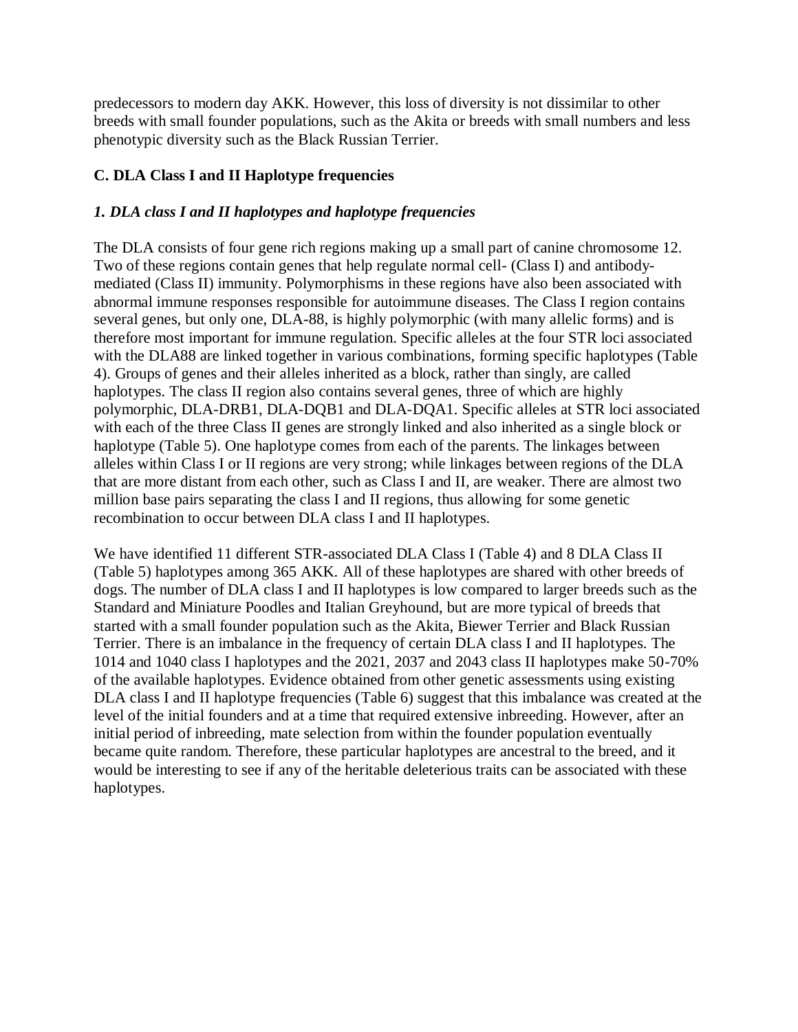predecessors to modern day AKK. However, this loss of diversity is not dissimilar to other breeds with small founder populations, such as the Akita or breeds with small numbers and less phenotypic diversity such as the Black Russian Terrier.

## C. DLA Class I and II Haplotype frequencies

### *1. DLA class I and II haplotypes and haplotype frequencies*

The DLA consists of four gene rich regions making up a small part of canine chromosome 12. Two of these regions contain genes that help regulate normal cell- (Class I) and antibody-mediated (Class II) immunity. Polymorphisms in these regions have also been associated with abnormal immune responses responsible for autoimmune diseases. The Class I region contains several genes, but only one, DLA-88, is highly polymorphic (with many allelic forms) and is therefore most important for immune regulation. Specific alleles at the four STR loci associated with the DLA88 are linked together in various combinations, forming specific haplotypes (Table 4). Groups of genes and their alleles inherited as a block, rather than singly, are called haplotypes. The class II region also contains several genes, three of which are highly polymorphic, DLA-DRB1, DLA-DQB1 and DLA-DQA1. Specific alleles at STR loci associated with each of the three Class II genes are strongly linked and also inherited as a single block or haplotype (Table 5). One haplotype comes from each of the parents. The linkages between alleles within Class I or II regions are very strong; while linkages between regions of the DLA that are more distant from each other, such as Class I and II, are weaker. There are almost two million base pairs separating the class I and II regions, thus allowing for some genetic recombination to occur between DLA class I and II haplotypes.

We have identified 11 different STR-associated DLA Class I (Table 4) and 8 DLA Class II (Table 5) haplotypes among 365 AKK. All of these haplotypes are shared with other breeds of dogs. The number of DLA class I and II haplotypes is low compared to larger breeds such as the Standard and Miniature Poodles and Italian Greyhound, but are more typical of breeds that started with a small founder population such as the Akita, Biewer Terrier and Black Russian Terrier. There is an imbalance in the frequency of certain DLA class I and II haplotypes. The 1014 and 1040 class I haplotypes and the 2021, 2037 and 2043 class II haplotypes make 50-70% of the available haplotypes. Evidence obtained from other genetic assessments using existing DLA class I and II haplotype frequencies (Table 6) suggest that this imbalance was created at the level of the initial founders and at a time that required extensive inbreeding. However, after an initial period of inbreeding, mate selection from within the founder population eventually became quite random. Therefore, these particular haplotypes are ancestral to the breed, and it would be interesting to see if any of the heritable deleterious traits can be associated with these haplotypes.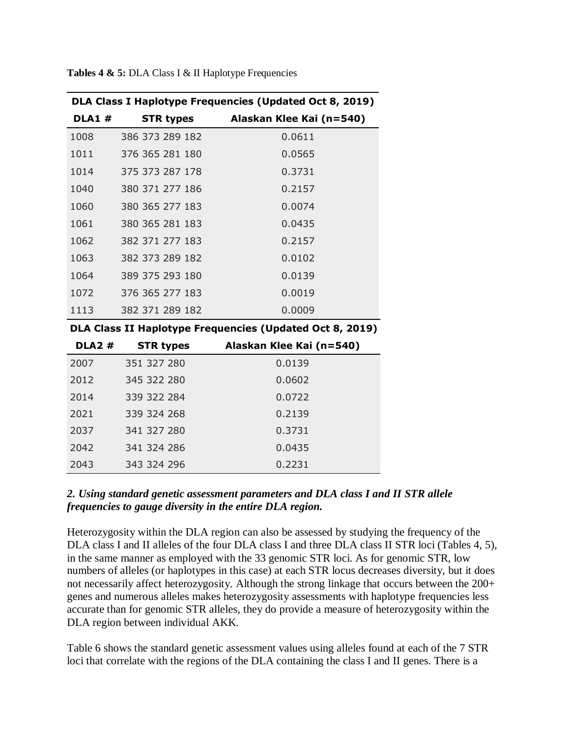**Tables 4 & 5:** DLA Class I & II Haplotype Frequencies

| DLA Class I Haplotype Frequencies (Updated Oct 8, 2019) | | |
|---|---|---|
| **DLA1 #** | **STR types** | **Alaskan Klee Kai (n=540)** |
| 1008 | 386 373 289 182 | 0.0611 |
| 1011 | 376 365 281 180 | 0.0565 |
| 1014 | 375 373 287 178 | 0.3731 |
| 1040 | 380 371 277 186 | 0.2157 |
| 1060 | 380 365 277 183 | 0.0074 |
| 1061 | 380 365 281 183 | 0.0435 |
| 1062 | 382 371 277 183 | 0.2157 |
| 1063 | 382 373 289 182 | 0.0102 |
| 1064 | 389 375 293 180 | 0.0139 |
| 1072 | 376 365 277 183 | 0.0019 |
| 1113 | 382 371 289 182 | 0.0009 |

| DLA Class II Haplotype Frequencies (Updated Oct 8, 2019) | | |
|---|---|---|
| **DLA2 #** | **STR types** | **Alaskan Klee Kai (n=540)** |
| 2007 | 351 327 280 | 0.0139 |
| 2012 | 345 322 280 | 0.0602 |
| 2014 | 339 322 284 | 0.0722 |
| 2021 | 339 324 268 | 0.2139 |
| 2037 | 341 327 280 | 0.3731 |
| 2042 | 341 324 286 | 0.0435 |
| 2043 | 343 324 296 | 0.2231 |

***2. Using standard genetic assessment parameters and DLA class I and II STR allele frequencies to gauge diversity in the entire DLA region.***

Heterozygosity within the DLA region can also be assessed by studying the frequency of the DLA class I and II alleles of the four DLA class I and three DLA class II STR loci (Tables 4, 5), in the same manner as employed with the 33 genomic STR loci. As for genomic STR, low numbers of alleles (or haplotypes in this case) at each STR locus decreases diversity, but it does not necessarily affect heterozygosity. Although the strong linkage that occurs between the 200+ genes and numerous alleles makes heterozygosity assessments with haplotype frequencies less accurate than for genomic STR alleles, they do provide a measure of heterozygosity within the DLA region between individual AKK.

Table 6 shows the standard genetic assessment values using alleles found at each of the 7 STR loci that correlate with the regions of the DLA containing the class I and II genes. There is a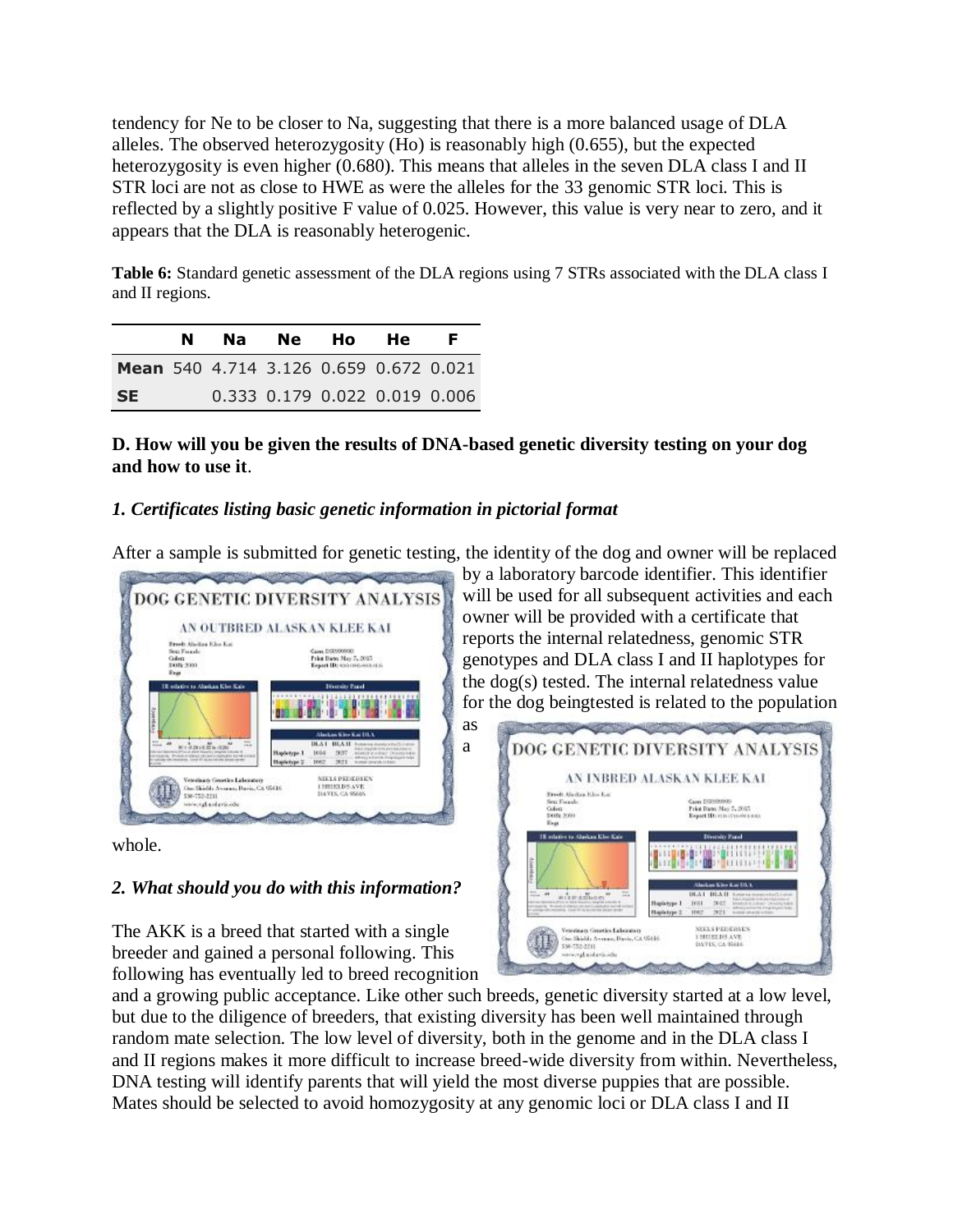tendency for Ne to be closer to Na, suggesting that there is a more balanced usage of DLA alleles. The observed heterozygosity (Ho) is reasonably high (0.655), but the expected heterozygosity is even higher (0.680). This means that alleles in the seven DLA class I and II STR loci are not as close to HWE as were the alleles for the 33 genomic STR loci. This is reflected by a slightly positive F value of 0.025. However, this value is very near to zero, and it appears that the DLA is reasonably heterogenic.

**Table 6:** Standard genetic assessment of the DLA regions using 7 STRs associated with the DLA class I and II regions.

| | N | Na | Ne | Ho | He | F |
|---|---|---|---|---|---|---|
| **Mean** | 540 | 4.714 | 3.126 | 0.659 | 0.672 | 0.021 |
| **SE** | | 0.333 | 0.179 | 0.022 | 0.019 | 0.006 |

**D. How will you be given the results of DNA-based genetic diversity testing on your dog and how to use it**.

*1. Certificates listing basic genetic information in pictorial format*

After a sample is submitted for genetic testing, the identity of the dog and owner will be replaced by a laboratory barcode identifier. This identifier will be used for all subsequent activities and each owner will be provided with a certificate that reports the internal relatedness, genomic STR genotypes and DLA class I and II haplotypes for the dog(s) tested. The internal relatedness value for the dog beingtested is related to the population as a whole.

*2. What should you do with this information?*

The AKK is a breed that started with a single breeder and gained a personal following. This following has eventually led to breed recognition and a growing public acceptance. Like other such breeds, genetic diversity started at a low level, but due to the diligence of breeders, that existing diversity has been well maintained through random mate selection. The low level of diversity, both in the genome and in the DLA class I and II regions makes it more difficult to increase breed-wide diversity from within. Nevertheless, DNA testing will identify parents that will yield the most diverse puppies that are possible. Mates should be selected to avoid homozygosity at any genomic loci or DLA class I and II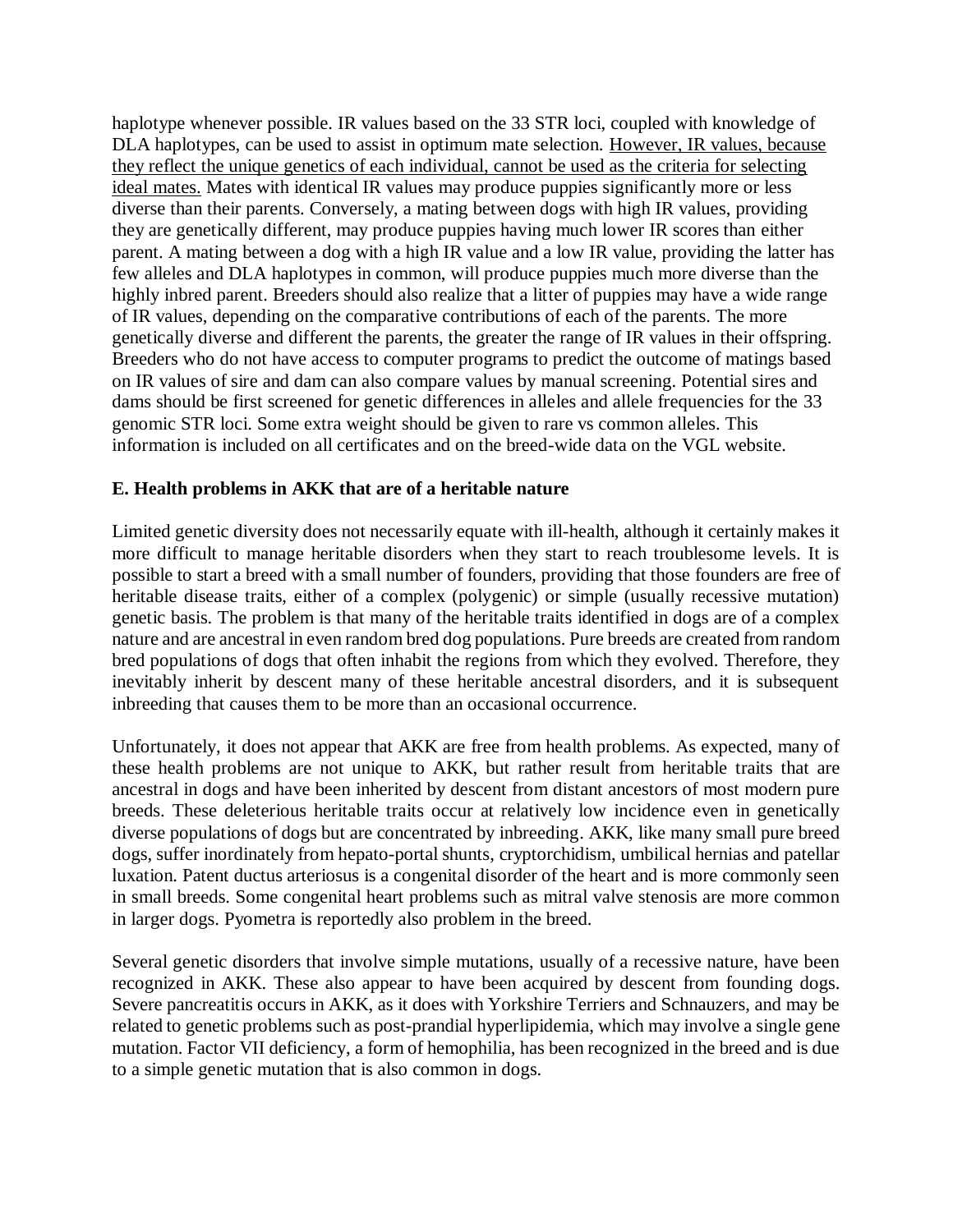haplotype whenever possible. IR values based on the 33 STR loci, coupled with knowledge of DLA haplotypes, can be used to assist in optimum mate selection. <u>However, IR values, because they reflect the unique genetics of each individual, cannot be used as the criteria for selecting ideal mates.</u> Mates with identical IR values may produce puppies significantly more or less diverse than their parents. Conversely, a mating between dogs with high IR values, providing they are genetically different, may produce puppies having much lower IR scores than either parent. A mating between a dog with a high IR value and a low IR value, providing the latter has few alleles and DLA haplotypes in common, will produce puppies much more diverse than the highly inbred parent. Breeders should also realize that a litter of puppies may have a wide range of IR values, depending on the comparative contributions of each of the parents. The more genetically diverse and different the parents, the greater the range of IR values in their offspring. Breeders who do not have access to computer programs to predict the outcome of matings based on IR values of sire and dam can also compare values by manual screening. Potential sires and dams should be first screened for genetic differences in alleles and allele frequencies for the 33 genomic STR loci. Some extra weight should be given to rare vs common alleles. This information is included on all certificates and on the breed-wide data on the VGL website.

### E. Health problems in AKK that are of a heritable nature

Limited genetic diversity does not necessarily equate with ill-health, although it certainly makes it more difficult to manage heritable disorders when they start to reach troublesome levels. It is possible to start a breed with a small number of founders, providing that those founders are free of heritable disease traits, either of a complex (polygenic) or simple (usually recessive mutation) genetic basis. The problem is that many of the heritable traits identified in dogs are of a complex nature and are ancestral in even random bred dog populations. Pure breeds are created from random bred populations of dogs that often inhabit the regions from which they evolved. Therefore, they inevitably inherit by descent many of these heritable ancestral disorders, and it is subsequent inbreeding that causes them to be more than an occasional occurrence.

Unfortunately, it does not appear that AKK are free from health problems. As expected, many of these health problems are not unique to AKK, but rather result from heritable traits that are ancestral in dogs and have been inherited by descent from distant ancestors of most modern pure breeds. These deleterious heritable traits occur at relatively low incidence even in genetically diverse populations of dogs but are concentrated by inbreeding. AKK, like many small pure breed dogs, suffer inordinately from hepato-portal shunts, cryptorchidism, umbilical hernias and patellar luxation. Patent ductus arteriosus is a congenital disorder of the heart and is more commonly seen in small breeds. Some congenital heart problems such as mitral valve stenosis are more common in larger dogs. Pyometra is reportedly also problem in the breed.

Several genetic disorders that involve simple mutations, usually of a recessive nature, have been recognized in AKK. These also appear to have been acquired by descent from founding dogs. Severe pancreatitis occurs in AKK, as it does with Yorkshire Terriers and Schnauzers, and may be related to genetic problems such as post-prandial hyperlipidemia, which may involve a single gene mutation. Factor VII deficiency, a form of hemophilia, has been recognized in the breed and is due to a simple genetic mutation that is also common in dogs.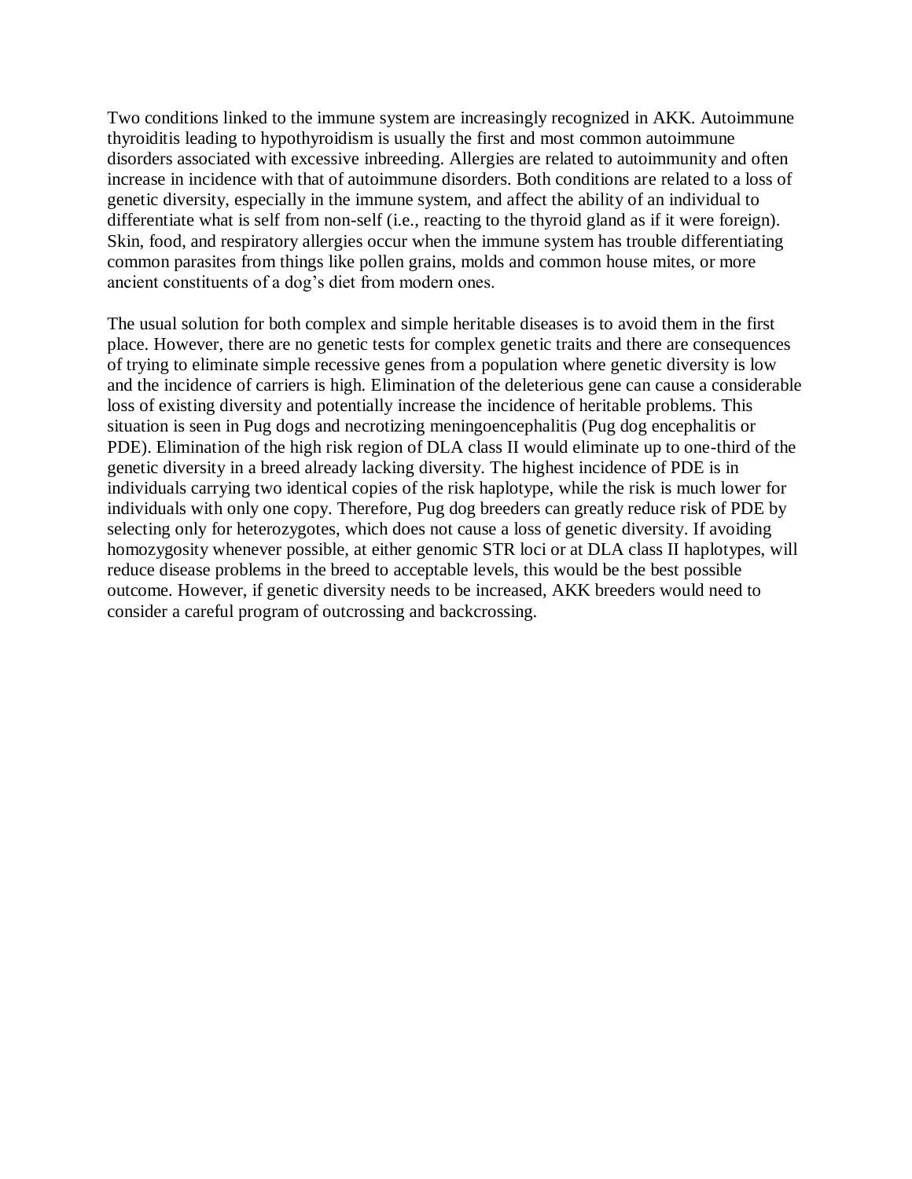Two conditions linked to the immune system are increasingly recognized in AKK. Autoimmune thyroiditis leading to hypothyroidism is usually the first and most common autoimmune disorders associated with excessive inbreeding. Allergies are related to autoimmunity and often increase in incidence with that of autoimmune disorders. Both conditions are related to a loss of genetic diversity, especially in the immune system, and affect the ability of an individual to differentiate what is self from non-self (i.e., reacting to the thyroid gland as if it were foreign). Skin, food, and respiratory allergies occur when the immune system has trouble differentiating common parasites from things like pollen grains, molds and common house mites, or more ancient constituents of a dog's diet from modern ones.

The usual solution for both complex and simple heritable diseases is to avoid them in the first place. However, there are no genetic tests for complex genetic traits and there are consequences of trying to eliminate simple recessive genes from a population where genetic diversity is low and the incidence of carriers is high. Elimination of the deleterious gene can cause a considerable loss of existing diversity and potentially increase the incidence of heritable problems. This situation is seen in Pug dogs and necrotizing meningoencephalitis (Pug dog encephalitis or PDE). Elimination of the high risk region of DLA class II would eliminate up to one-third of the genetic diversity in a breed already lacking diversity. The highest incidence of PDE is in individuals carrying two identical copies of the risk haplotype, while the risk is much lower for individuals with only one copy. Therefore, Pug dog breeders can greatly reduce risk of PDE by selecting only for heterozygotes, which does not cause a loss of genetic diversity. If avoiding homozygosity whenever possible, at either genomic STR loci or at DLA class II haplotypes, will reduce disease problems in the breed to acceptable levels, this would be the best possible outcome. However, if genetic diversity needs to be increased, AKK breeders would need to consider a careful program of outcrossing and backcrossing.